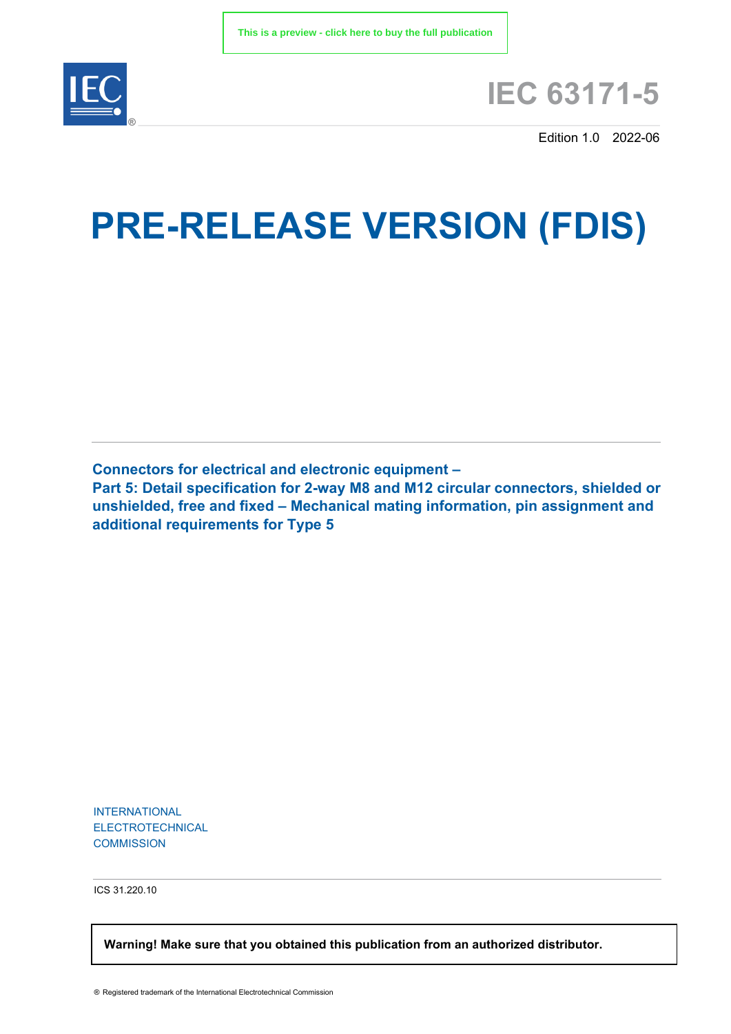This is a preview - click here to buy the full publication

IEC

# IEC 63171-5

Edition 1.0 2022-06

# PRE-RELEASE VERSION (FDIS)

**Connectors for electrical and electronic equipment –**
**Part 5: Detail specification for 2-way M8 and M12 circular connectors, shielded or unshielded, free and fixed – Mechanical mating information, pin assignment and additional requirements for Type 5**

INTERNATIONAL
ELECTROTECHNICAL
COMMISSION

ICS 31.220.10

**Warning! Make sure that you obtained this publication from an authorized distributor.**

® Registered trademark of the International Electrotechnical Commission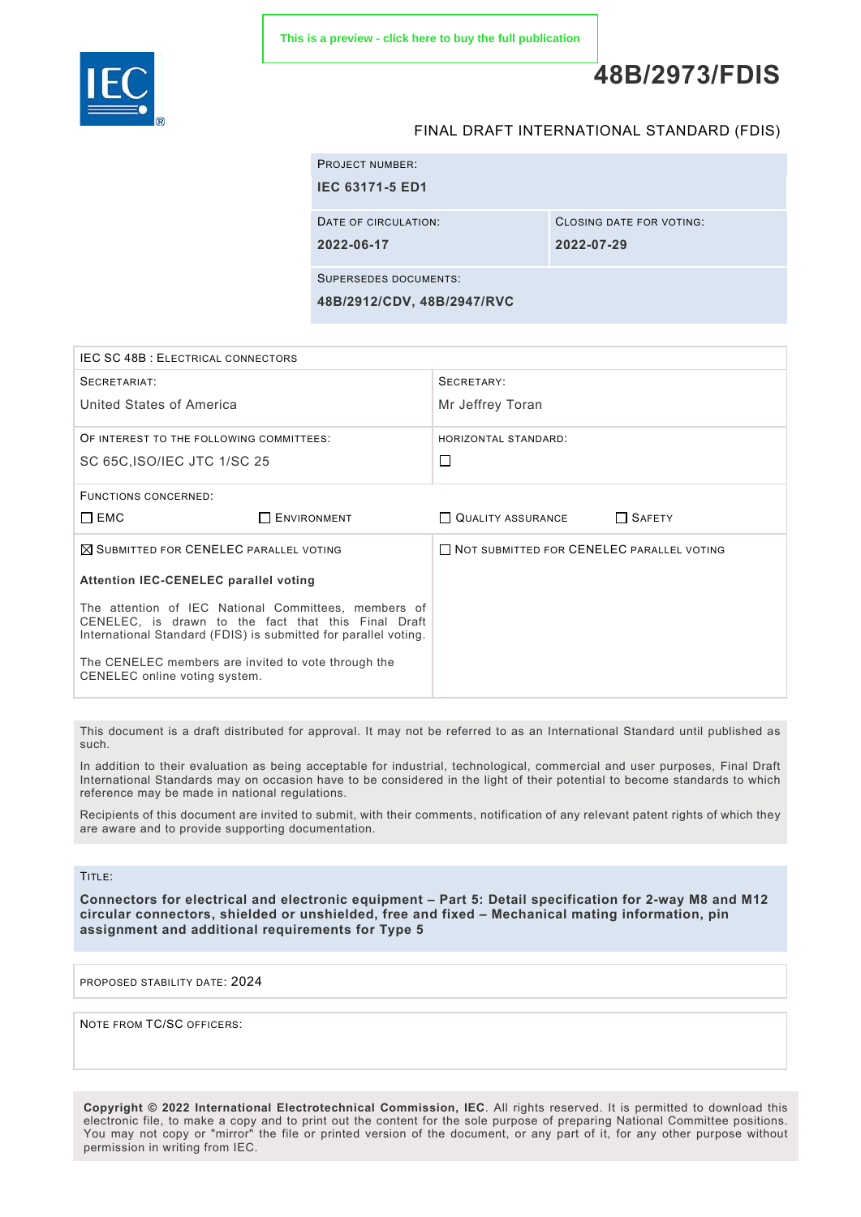This is a preview - click here to buy the full publication

# 48B/2973/FDIS

FINAL DRAFT INTERNATIONAL STANDARD (FDIS)

| PROJECT NUMBER: | |
|---|---|
| **IEC 63171-5 ED1** | |
| DATE OF CIRCULATION: **2022-06-17** | CLOSING DATE FOR VOTING: **2022-07-29** |
| SUPERSEDES DOCUMENTS: **48B/2912/CDV, 48B/2947/RVC** | |

| IEC SC 48B : ELECTRICAL CONNECTORS | | | |
|---|---|---|---|
| SECRETARIAT: United States of America | | SECRETARY: Mr Jeffrey Toran | |
| OF INTEREST TO THE FOLLOWING COMMITTEES: SC 65C,ISO/IEC JTC 1/SC 25 | | HORIZONTAL STANDARD: ☐ | |
| FUNCTIONS CONCERNED: | | | |
| ☐ EMC | ☐ ENVIRONMENT | ☐ QUALITY ASSURANCE | ☐ SAFETY |
| ☒ SUBMITTED FOR CENELEC PARALLEL VOTING | | ☐ NOT SUBMITTED FOR CENELEC PARALLEL VOTING | |

**Attention IEC-CENELEC parallel voting**

The attention of IEC National Committees, members of CENELEC, is drawn to the fact that this Final Draft International Standard (FDIS) is submitted for parallel voting.

The CENELEC members are invited to vote through the CENELEC online voting system.

This document is a draft distributed for approval. It may not be referred to as an International Standard until published as such.

In addition to their evaluation as being acceptable for industrial, technological, commercial and user purposes, Final Draft International Standards may on occasion have to be considered in the light of their potential to become standards to which reference may be made in national regulations.

Recipients of this document are invited to submit, with their comments, notification of any relevant patent rights of which they are aware and to provide supporting documentation.

TITLE:

**Connectors for electrical and electronic equipment – Part 5: Detail specification for 2-way M8 and M12 circular connectors, shielded or unshielded, free and fixed – Mechanical mating information, pin assignment and additional requirements for Type 5**

PROPOSED STABILITY DATE: 2024

NOTE FROM TC/SC OFFICERS:

**Copyright © 2022 International Electrotechnical Commission, IEC**. All rights reserved. It is permitted to download this electronic file, to make a copy and to print out the content for the sole purpose of preparing National Committee positions. You may not copy or "mirror" the file or printed version of the document, or any part of it, for any other purpose without permission in writing from IEC.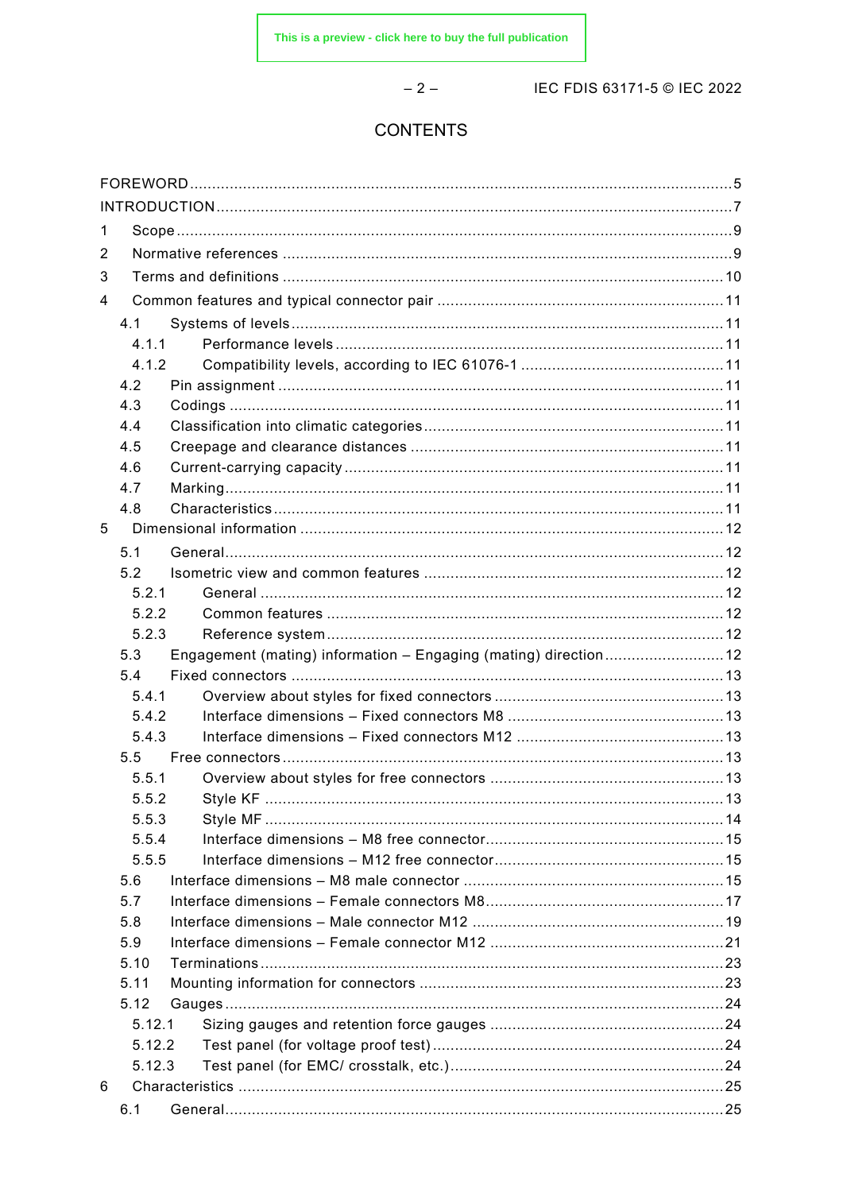# CONTENTS

FOREWORD ... 5
INTRODUCTION ... 7
1 Scope ... 9
2 Normative references ... 9
3 Terms and definitions ... 10
4 Common features and typical connector pair ... 11
4.1 Systems of levels ... 11
4.1.1 Performance levels ... 11
4.1.2 Compatibility levels, according to IEC 61076-1 ... 11
4.2 Pin assignment ... 11
4.3 Codings ... 11
4.4 Classification into climatic categories ... 11
4.5 Creepage and clearance distances ... 11
4.6 Current-carrying capacity ... 11
4.7 Marking ... 11
4.8 Characteristics ... 11
5 Dimensional information ... 12
5.1 General ... 12
5.2 Isometric view and common features ... 12
5.2.1 General ... 12
5.2.2 Common features ... 12
5.2.3 Reference system ... 12
5.3 Engagement (mating) information – Engaging (mating) direction ... 12
5.4 Fixed connectors ... 13
5.4.1 Overview about styles for fixed connectors ... 13
5.4.2 Interface dimensions – Fixed connectors M8 ... 13
5.4.3 Interface dimensions – Fixed connectors M12 ... 13
5.5 Free connectors ... 13
5.5.1 Overview about styles for free connectors ... 13
5.5.2 Style KF ... 13
5.5.3 Style MF ... 14
5.5.4 Interface dimensions – M8 free connector ... 15
5.5.5 Interface dimensions – M12 free connector ... 15
5.6 Interface dimensions – M8 male connector ... 15
5.7 Interface dimensions – Female connectors M8 ... 17
5.8 Interface dimensions – Male connector M12 ... 19
5.9 Interface dimensions – Female connector M12 ... 21
5.10 Terminations ... 23
5.11 Mounting information for connectors ... 23
5.12 Gauges ... 24
5.12.1 Sizing gauges and retention force gauges ... 24
5.12.2 Test panel (for voltage proof test) ... 24
5.12.3 Test panel (for EMC/ crosstalk, etc.) ... 24
6 Characteristics ... 25
6.1 General ... 25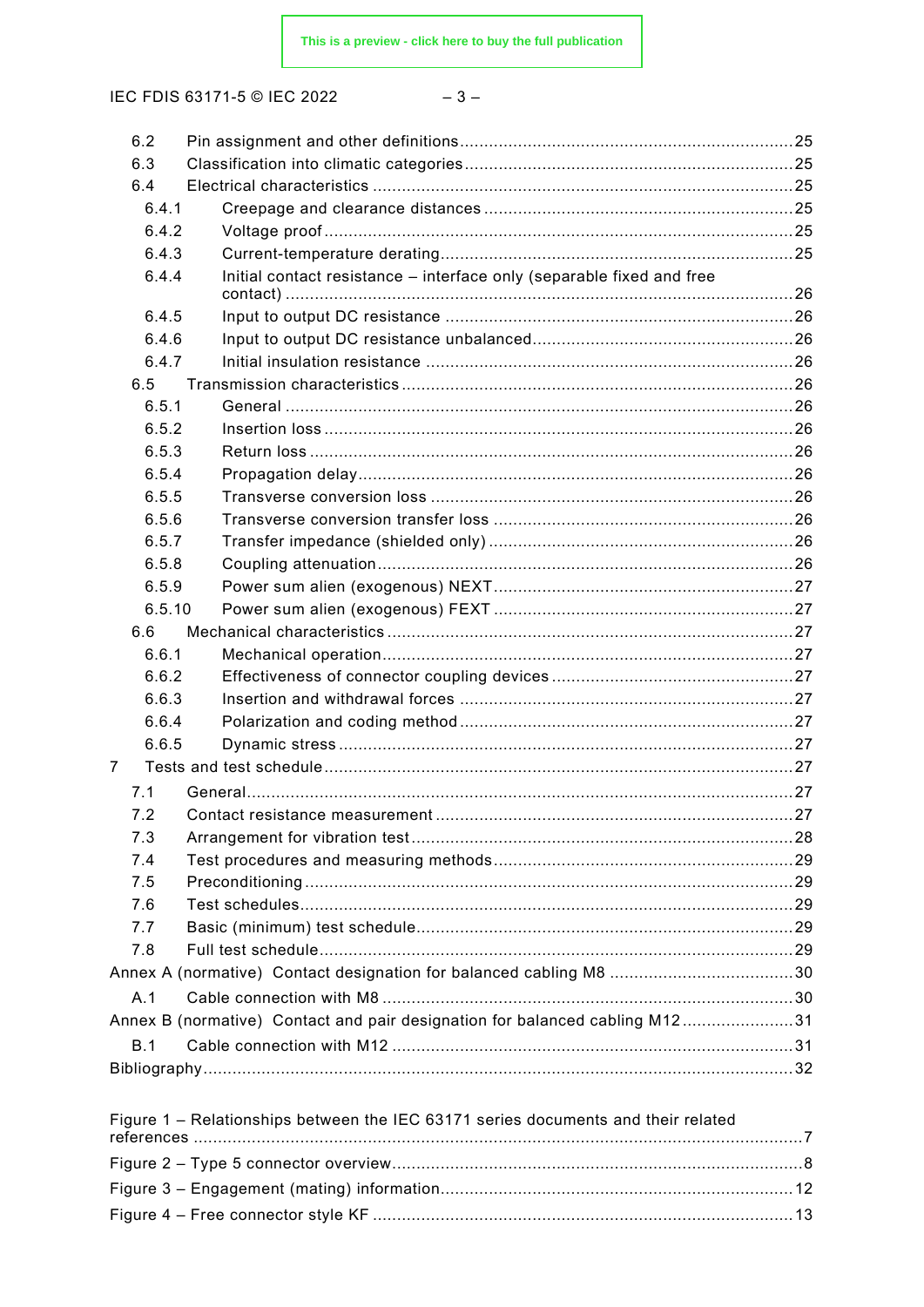6.2 Pin assignment and other definitions ....................................................................25
6.3 Classification into climatic categories ....................................................................25
6.4 Electrical characteristics ....................................................................................25
6.4.1 Creepage and clearance distances ........................................................................25
6.4.2 Voltage proof ....................................................................................................25
6.4.3 Current-temperature derating ...............................................................................25
6.4.4 Initial contact resistance – interface only (separable fixed and free contact) ....................................................................................................................26
6.4.5 Input to output DC resistance ................................................................................26
6.4.6 Input to output DC resistance unbalanced ..............................................................26
6.4.7 Initial insulation resistance ....................................................................................26
6.5 Transmission characteristics ...................................................................................26
6.5.1 General .............................................................................................................26
6.5.2 Insertion loss .....................................................................................................26
6.5.3 Return loss ........................................................................................................26
6.5.4 Propagation delay ...............................................................................................26
6.5.5 Transverse conversion loss ...................................................................................26
6.5.6 Transverse conversion transfer loss .......................................................................26
6.5.7 Transfer impedance (shielded only) ........................................................................26
6.5.8 Coupling attenuation ...........................................................................................26
6.5.9 Power sum alien (exogenous) NEXT .......................................................................27
6.5.10 Power sum alien (exogenous) FEXT ........................................................................27
6.6 Mechanical characteristics .....................................................................................27
6.6.1 Mechanical operation ..........................................................................................27
6.6.2 Effectiveness of connector coupling devices ............................................................27
6.6.3 Insertion and withdrawal forces ............................................................................27
6.6.4 Polarization and coding method ............................................................................27
6.6.5 Dynamic stress ...................................................................................................27
7 Tests and test schedule .............................................................................................27
7.1 General .............................................................................................................27
7.2 Contact resistance measurement .............................................................................27
7.3 Arrangement for vibration test ...............................................................................28
7.4 Test procedures and measuring methods .................................................................29
7.5 Preconditioning ..................................................................................................29
7.6 Test schedules ....................................................................................................29
7.7 Basic (minimum) test schedule ..............................................................................29
7.8 Full test schedule ...............................................................................................29
Annex A (normative) Contact designation for balanced cabling M8 .......................................30
A.1 Cable connection with M8 .....................................................................................30
Annex B (normative) Contact and pair designation for balanced cabling M12 ..........................31
B.1 Cable connection with M12 ...................................................................................31
Bibliography ..............................................................................................................32

Figure 1 – Relationships between the IEC 63171 series documents and their related references ..................................................................................................................7
Figure 2 – Type 5 connector overview ...........................................................................8
Figure 3 – Engagement (mating) information ...................................................................12
Figure 4 – Free connector style KF ...............................................................................13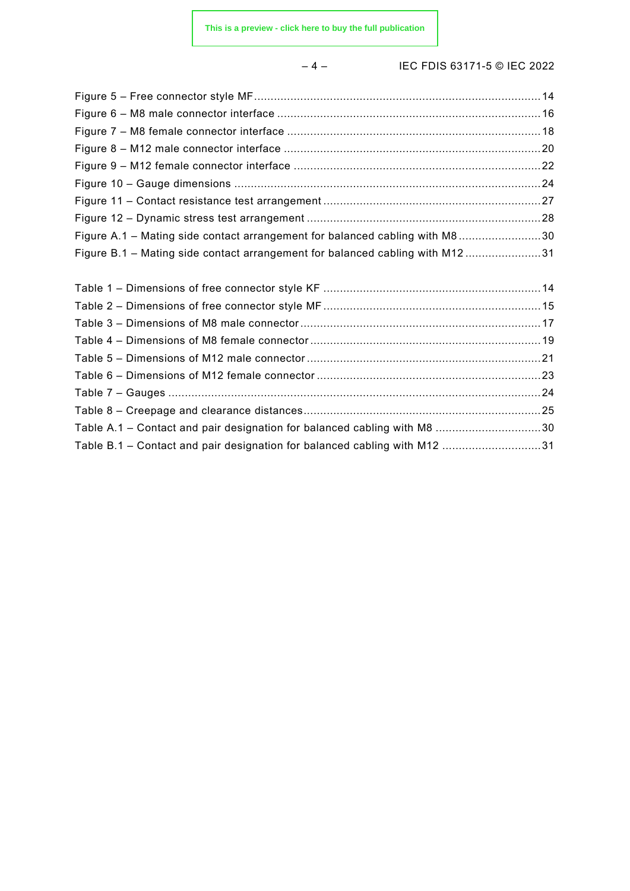Figure 5 – Free connector style MF ........................................................................................ 14
Figure 6 – M8 male connector interface ................................................................................. 16
Figure 7 – M8 female connector interface .............................................................................. 18
Figure 8 – M12 male connector interface ............................................................................... 20
Figure 9 – M12 female connector interface ............................................................................. 22
Figure 10 – Gauge dimensions ............................................................................................... 24
Figure 11 – Contact resistance test arrangement .................................................................... 27
Figure 12 – Dynamic stress test arrangement ......................................................................... 28
Figure A.1 – Mating side contact arrangement for balanced cabling with M8 ........................... 30
Figure B.1 – Mating side contact arrangement for balanced cabling with M12 ......................... 31

Table 1 – Dimensions of free connector style KF .................................................................... 14
Table 2 – Dimensions of free connector style MF .................................................................... 15
Table 3 – Dimensions of M8 male connector ........................................................................... 17
Table 4 – Dimensions of M8 female connector ........................................................................ 19
Table 5 – Dimensions of M12 male connector ......................................................................... 21
Table 6 – Dimensions of M12 female connector ...................................................................... 23
Table 7 – Gauges ................................................................................................................... 24
Table 8 – Creepage and clearance distances .......................................................................... 25
Table A.1 – Contact and pair designation for balanced cabling with M8 .................................. 30
Table B.1 – Contact and pair designation for balanced cabling with M12 ................................ 31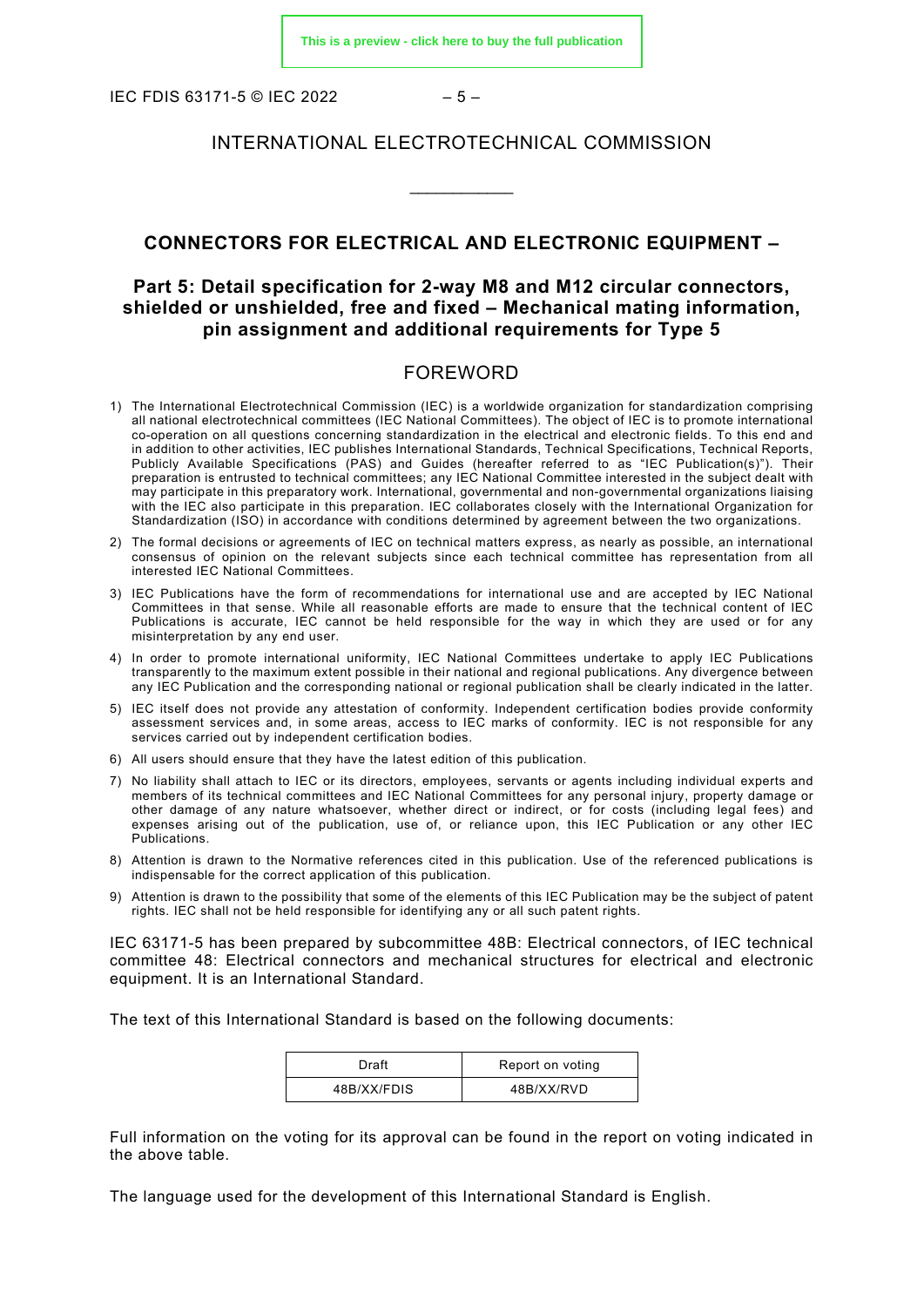INTERNATIONAL ELECTROTECHNICAL COMMISSION

\_\_\_\_\_\_\_\_\_\_\_\_

**CONNECTORS FOR ELECTRICAL AND ELECTRONIC EQUIPMENT –**

# Part 5: Detail specification for 2-way M8 and M12 circular connectors, shielded or unshielded, free and fixed – Mechanical mating information, pin assignment and additional requirements for Type 5

## FOREWORD

1) The International Electrotechnical Commission (IEC) is a worldwide organization for standardization comprising all national electrotechnical committees (IEC National Committees). The object of IEC is to promote international co-operation on all questions concerning standardization in the electrical and electronic fields. To this end and in addition to other activities, IEC publishes International Standards, Technical Specifications, Technical Reports, Publicly Available Specifications (PAS) and Guides (hereafter referred to as "IEC Publication(s)"). Their preparation is entrusted to technical committees; any IEC National Committee interested in the subject dealt with may participate in this preparatory work. International, governmental and non-governmental organizations liaising with the IEC also participate in this preparation. IEC collaborates closely with the International Organization for Standardization (ISO) in accordance with conditions determined by agreement between the two organizations.
2) The formal decisions or agreements of IEC on technical matters express, as nearly as possible, an international consensus of opinion on the relevant subjects since each technical committee has representation from all interested IEC National Committees.
3) IEC Publications have the form of recommendations for international use and are accepted by IEC National Committees in that sense. While all reasonable efforts are made to ensure that the technical content of IEC Publications is accurate, IEC cannot be held responsible for the way in which they are used or for any misinterpretation by any end user.
4) In order to promote international uniformity, IEC National Committees undertake to apply IEC Publications transparently to the maximum extent possible in their national and regional publications. Any divergence between any IEC Publication and the corresponding national or regional publication shall be clearly indicated in the latter.
5) IEC itself does not provide any attestation of conformity. Independent certification bodies provide conformity assessment services and, in some areas, access to IEC marks of conformity. IEC is not responsible for any services carried out by independent certification bodies.
6) All users should ensure that they have the latest edition of this publication.
7) No liability shall attach to IEC or its directors, employees, servants or agents including individual experts and members of its technical committees and IEC National Committees for any personal injury, property damage or other damage of any nature whatsoever, whether direct or indirect, or for costs (including legal fees) and expenses arising out of the publication, use of, or reliance upon, this IEC Publication or any other IEC Publications.
8) Attention is drawn to the Normative references cited in this publication. Use of the referenced publications is indispensable for the correct application of this publication.
9) Attention is drawn to the possibility that some of the elements of this IEC Publication may be the subject of patent rights. IEC shall not be held responsible for identifying any or all such patent rights.

IEC 63171-5 has been prepared by subcommittee 48B: Electrical connectors, of IEC technical committee 48: Electrical connectors and mechanical structures for electrical and electronic equipment. It is an International Standard.

The text of this International Standard is based on the following documents:

| Draft | Report on voting |
|---|---|
| 48B/XX/FDIS | 48B/XX/RVD |

Full information on the voting for its approval can be found in the report on voting indicated in the above table.

The language used for the development of this International Standard is English.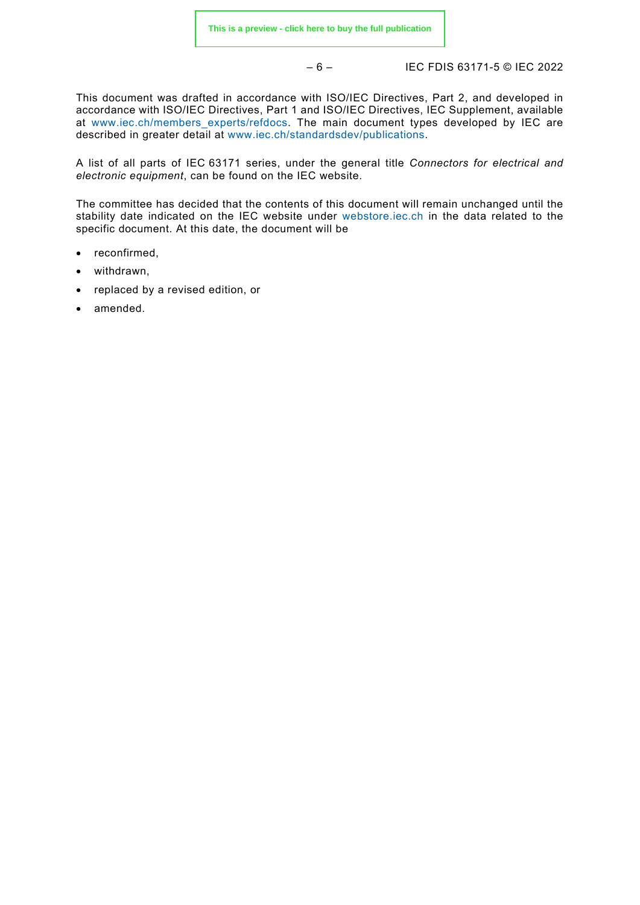This document was drafted in accordance with ISO/IEC Directives, Part 2, and developed in accordance with ISO/IEC Directives, Part 1 and ISO/IEC Directives, IEC Supplement, available at www.iec.ch/members_experts/refdocs. The main document types developed by IEC are described in greater detail at www.iec.ch/standardsdev/publications.

A list of all parts of IEC 63171 series, under the general title *Connectors for electrical and electronic equipment*, can be found on the IEC website.

The committee has decided that the contents of this document will remain unchanged until the stability date indicated on the IEC website under webstore.iec.ch in the data related to the specific document. At this date, the document will be

- reconfirmed,
- withdrawn,
- replaced by a revised edition, or
- amended.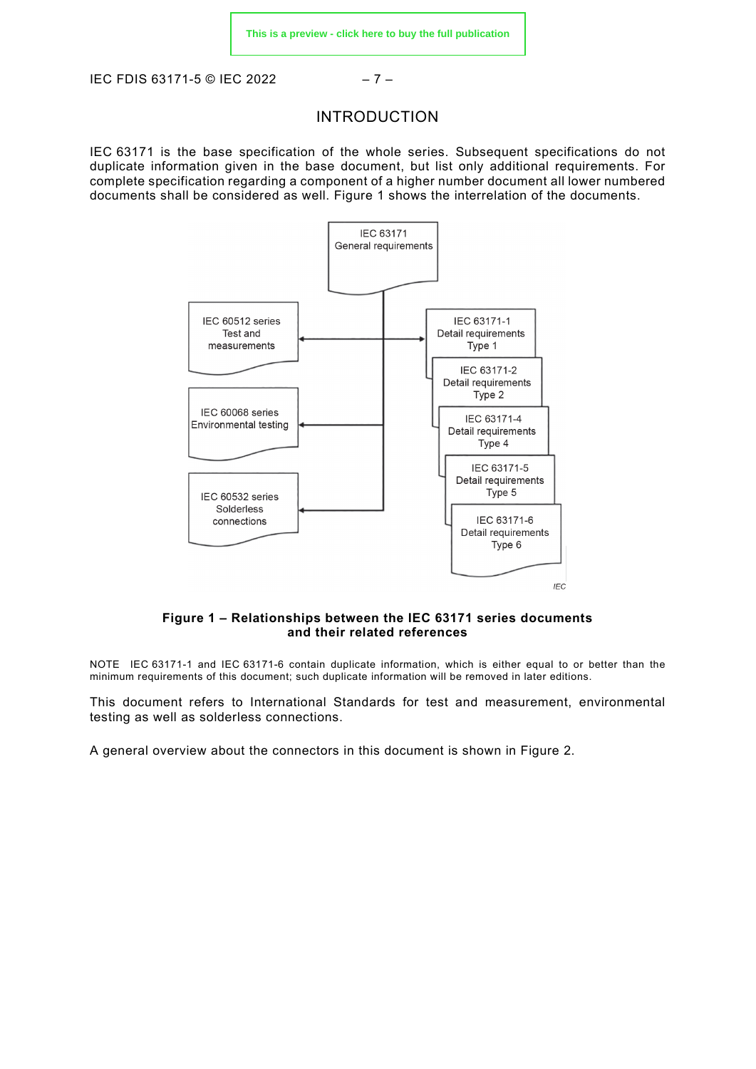# INTRODUCTION

IEC 63171 is the base specification of the whole series. Subsequent specifications do not duplicate information given in the base document, but list only additional requirements. For complete specification regarding a component of a higher number document all lower numbered documents shall be considered as well. Figure 1 shows the interrelation of the documents.

IEC 63171
General requirements

IEC 60512 series
Test and
measurements

IEC 60068 series
Environmental testing

IEC 60532 series
Solderless
connections

IEC 63171-1
Detail requirements
Type 1

IEC 63171-2
Detail requirements
Type 2

IEC 63171-4
Detail requirements
Type 4

IEC 63171-5
Detail requirements
Type 5

IEC 63171-6
Detail requirements
Type 6

**Figure 1 – Relationships between the IEC 63171 series documents and their related references**

NOTE IEC 63171-1 and IEC 63171-6 contain duplicate information, which is either equal to or better than the minimum requirements of this document; such duplicate information will be removed in later editions.

This document refers to International Standards for test and measurement, environmental testing as well as solderless connections.

A general overview about the connectors in this document is shown in Figure 2.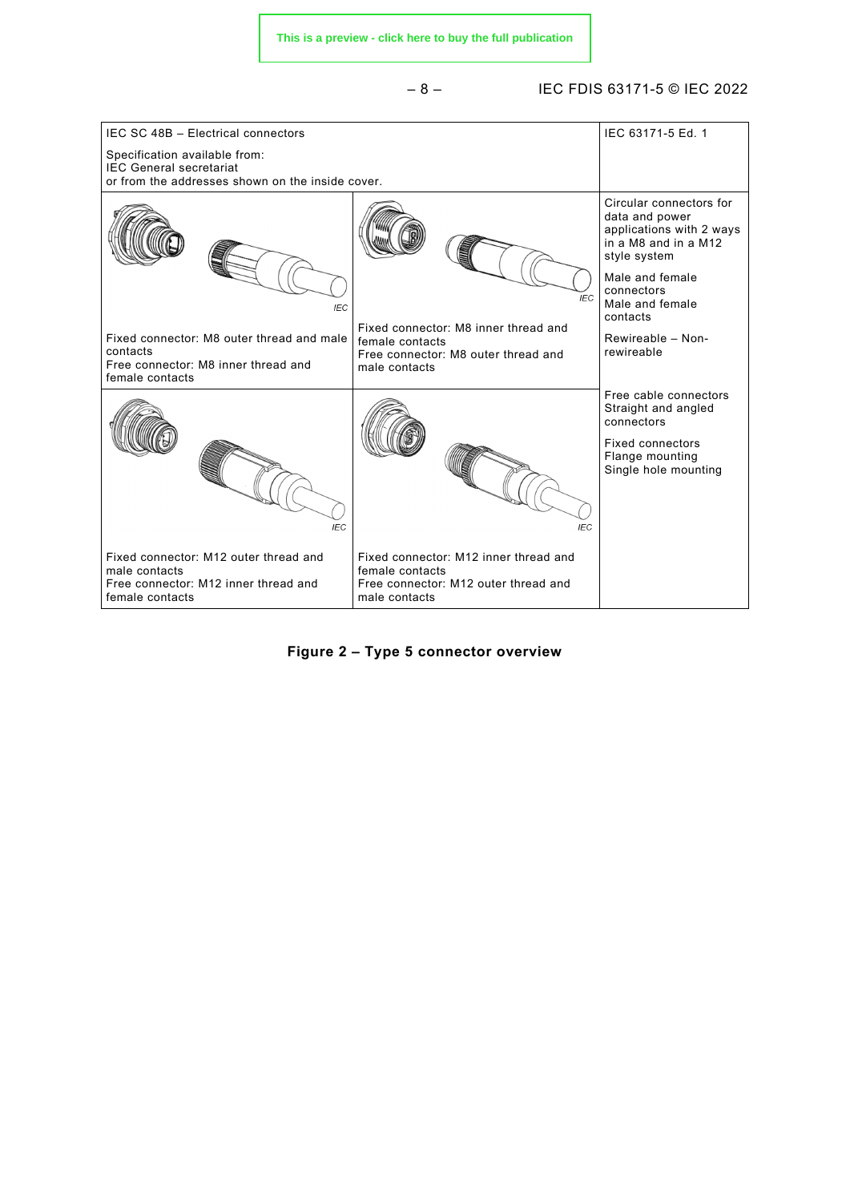| IEC SC 48B – Electrical connectors<br><br>Specification available from:<br>IEC General secretariat<br>or from the addresses shown on the inside cover. | | IEC 63171-5 Ed. 1 |
| --- | --- | --- |
| IEC<br><br>Fixed connector: M8 outer thread and male contacts<br>Free connector: M8 inner thread and female contacts | IEC<br><br>Fixed connector: M8 inner thread and female contacts<br>Free connector: M8 outer thread and male contacts | Circular connectors for data and power applications with 2 ways in a M8 and in a M12 style system<br><br>Male and female connectors<br>Male and female contacts<br><br>Rewireable – Non-rewireable |
| IEC<br><br>Fixed connector: M12 outer thread and male contacts<br>Free connector: M12 inner thread and female contacts | IEC<br><br>Fixed connector: M12 inner thread and female contacts<br>Free connector: M12 outer thread and male contacts | Free cable connectors<br>Straight and angled connectors<br><br>Fixed connectors<br>Flange mounting<br>Single hole mounting |

**Figure 2 – Type 5 connector overview**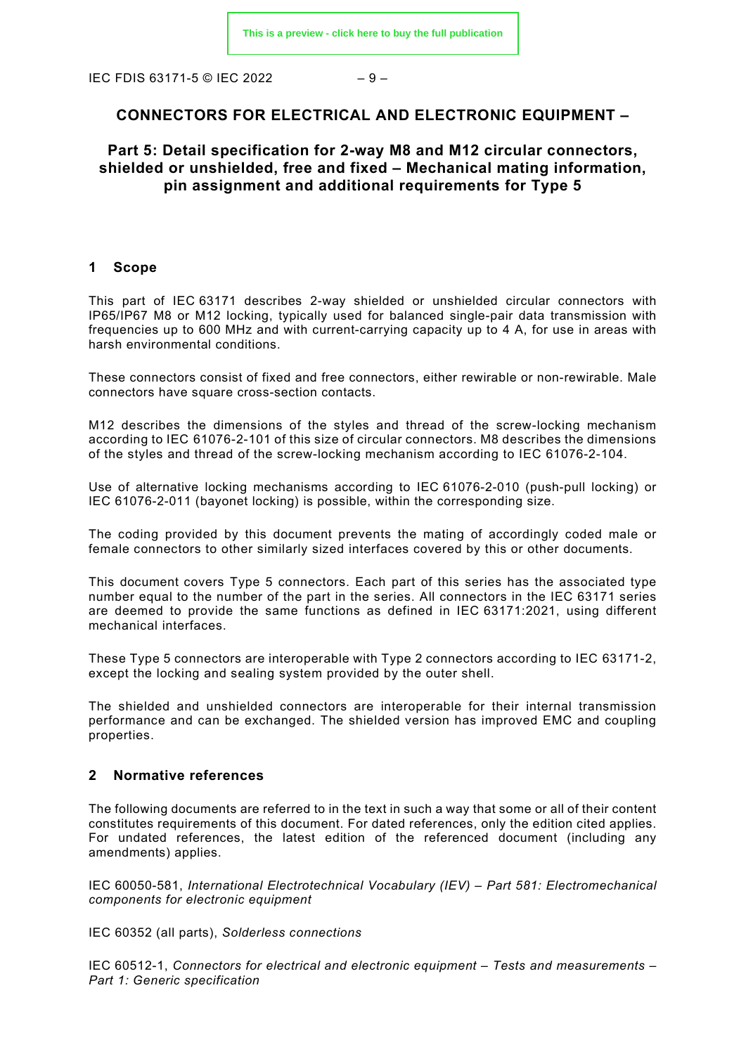# CONNECTORS FOR ELECTRICAL AND ELECTRONIC EQUIPMENT –

## Part 5: Detail specification for 2-way M8 and M12 circular connectors, shielded or unshielded, free and fixed – Mechanical mating information, pin assignment and additional requirements for Type 5

## 1 Scope

This part of IEC 63171 describes 2-way shielded or unshielded circular connectors with IP65/IP67 M8 or M12 locking, typically used for balanced single-pair data transmission with frequencies up to 600 MHz and with current-carrying capacity up to 4 A, for use in areas with harsh environmental conditions.

These connectors consist of fixed and free connectors, either rewirable or non-rewirable. Male connectors have square cross-section contacts.

M12 describes the dimensions of the styles and thread of the screw-locking mechanism according to IEC 61076-2-101 of this size of circular connectors. M8 describes the dimensions of the styles and thread of the screw-locking mechanism according to IEC 61076-2-104.

Use of alternative locking mechanisms according to IEC 61076-2-010 (push-pull locking) or IEC 61076-2-011 (bayonet locking) is possible, within the corresponding size.

The coding provided by this document prevents the mating of accordingly coded male or female connectors to other similarly sized interfaces covered by this or other documents.

This document covers Type 5 connectors. Each part of this series has the associated type number equal to the number of the part in the series. All connectors in the IEC 63171 series are deemed to provide the same functions as defined in IEC 63171:2021, using different mechanical interfaces.

These Type 5 connectors are interoperable with Type 2 connectors according to IEC 63171-2, except the locking and sealing system provided by the outer shell.

The shielded and unshielded connectors are interoperable for their internal transmission performance and can be exchanged. The shielded version has improved EMC and coupling properties.

## 2 Normative references

The following documents are referred to in the text in such a way that some or all of their content constitutes requirements of this document. For dated references, only the edition cited applies. For undated references, the latest edition of the referenced document (including any amendments) applies.

IEC 60050-581, *International Electrotechnical Vocabulary (IEV) – Part 581: Electromechanical components for electronic equipment*

IEC 60352 (all parts), *Solderless connections*

IEC 60512-1, *Connectors for electrical and electronic equipment – Tests and measurements – Part 1: Generic specification*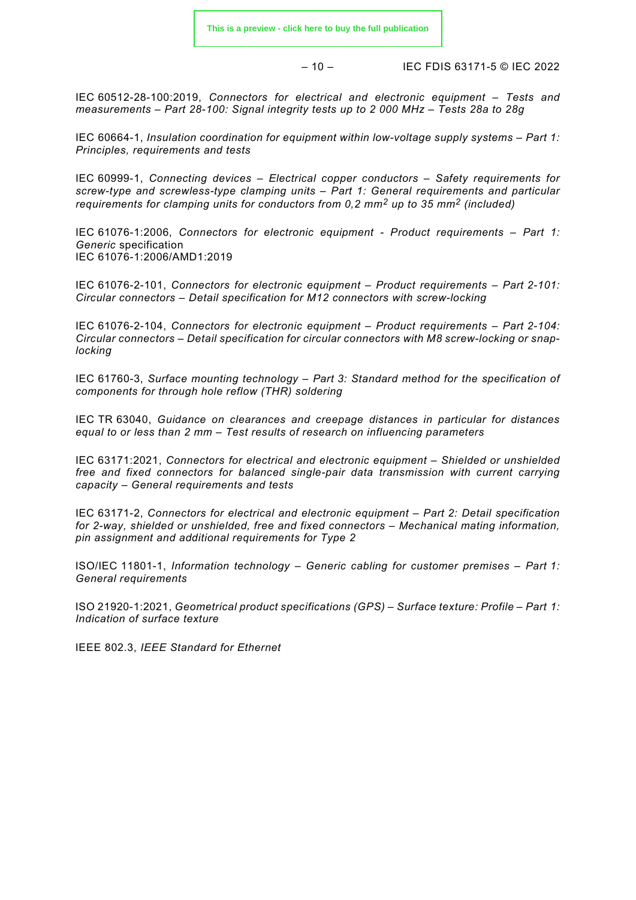IEC 60512-28-100:2019, *Connectors for electrical and electronic equipment – Tests and measurements – Part 28-100: Signal integrity tests up to 2 000 MHz – Tests 28a to 28g*

IEC 60664-1, *Insulation coordination for equipment within low-voltage supply systems – Part 1: Principles, requirements and tests*

IEC 60999-1, *Connecting devices – Electrical copper conductors – Safety requirements for screw-type and screwless-type clamping units – Part 1: General requirements and particular requirements for clamping units for conductors from 0,2 mm$^2$ up to 35 mm$^2$ (included)*

IEC 61076-1:2006, *Connectors for electronic equipment - Product requirements – Part 1: Generic* specification
IEC 61076-1:2006/AMD1:2019

IEC 61076-2-101, *Connectors for electronic equipment – Product requirements – Part 2-101: Circular connectors – Detail specification for M12 connectors with screw-locking*

IEC 61076-2-104, *Connectors for electronic equipment – Product requirements – Part 2-104: Circular connectors – Detail specification for circular connectors with M8 screw-locking or snap-locking*

IEC 61760-3, *Surface mounting technology – Part 3: Standard method for the specification of components for through hole reflow (THR) soldering*

IEC TR 63040, *Guidance on clearances and creepage distances in particular for distances equal to or less than 2 mm – Test results of research on influencing parameters*

IEC 63171:2021, *Connectors for electrical and electronic equipment – Shielded or unshielded free and fixed connectors for balanced single-pair data transmission with current carrying capacity – General requirements and tests*

IEC 63171-2, *Connectors for electrical and electronic equipment – Part 2: Detail specification for 2-way, shielded or unshielded, free and fixed connectors – Mechanical mating information, pin assignment and additional requirements for Type 2*

ISO/IEC 11801-1, *Information technology – Generic cabling for customer premises – Part 1: General requirements*

ISO 21920-1:2021, *Geometrical product specifications (GPS) – Surface texture: Profile – Part 1: Indication of surface texture*

IEEE 802.3, *IEEE Standard for Ethernet*